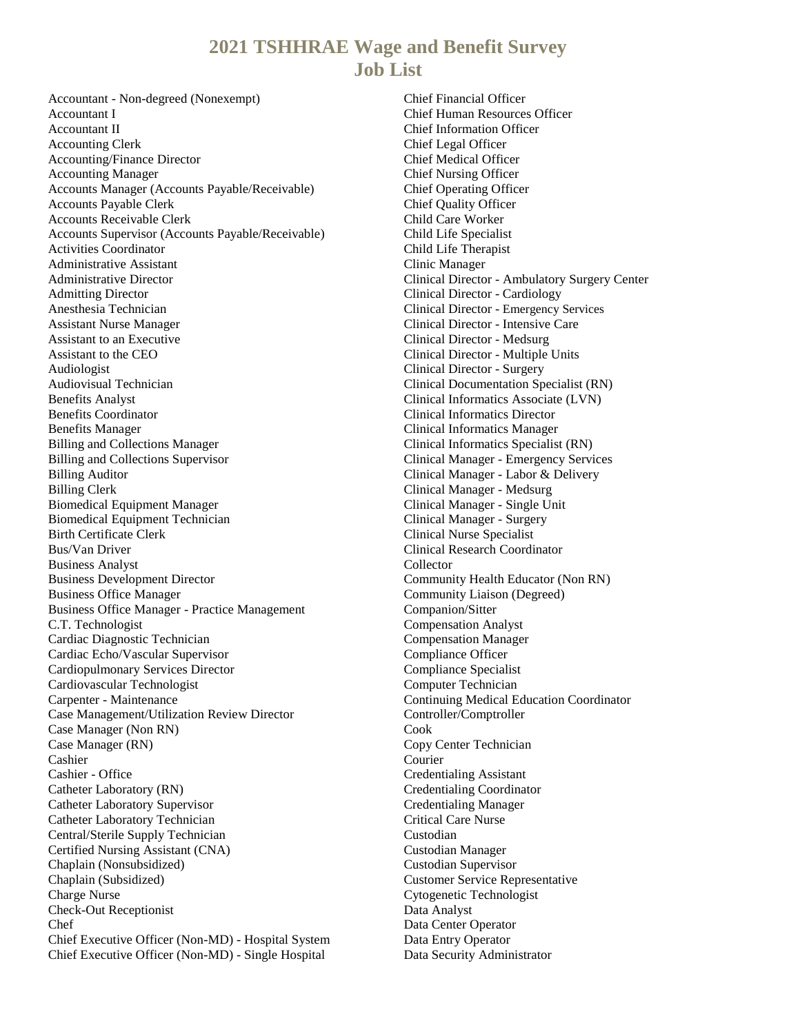# 2021 TSHHRAE Wage and Benefit Survey
# Job List

Accountant - Non-degreed (Nonexempt)
Accountant I
Accountant II
Accounting Clerk
Accounting/Finance Director
Accounting Manager
Accounts Manager (Accounts Payable/Receivable)
Accounts Payable Clerk
Accounts Receivable Clerk
Accounts Supervisor (Accounts Payable/Receivable)
Activities Coordinator
Administrative Assistant
Administrative Director
Admitting Director
Anesthesia Technician
Assistant Nurse Manager
Assistant to an Executive
Assistant to the CEO
Audiologist
Audiovisual Technician
Benefits Analyst
Benefits Coordinator
Benefits Manager
Billing and Collections Manager
Billing and Collections Supervisor
Billing Auditor
Billing Clerk
Biomedical Equipment Manager
Biomedical Equipment Technician
Birth Certificate Clerk
Bus/Van Driver
Business Analyst
Business Development Director
Business Office Manager
Business Office Manager - Practice Management
C.T. Technologist
Cardiac Diagnostic Technician
Cardiac Echo/Vascular Supervisor
Cardiopulmonary Services Director
Cardiovascular Technologist
Carpenter - Maintenance
Case Management/Utilization Review Director
Case Manager (Non RN)
Case Manager (RN)
Cashier
Cashier - Office
Catheter Laboratory (RN)
Catheter Laboratory Supervisor
Catheter Laboratory Technician
Central/Sterile Supply Technician
Certified Nursing Assistant (CNA)
Chaplain (Nonsubsidized)
Chaplain (Subsidized)
Charge Nurse
Check-Out Receptionist
Chef
Chief Executive Officer (Non-MD) - Hospital System
Chief Executive Officer (Non-MD) - Single Hospital
Chief Financial Officer
Chief Human Resources Officer
Chief Information Officer
Chief Legal Officer
Chief Medical Officer
Chief Nursing Officer
Chief Operating Officer
Chief Quality Officer
Child Care Worker
Child Life Specialist
Child Life Therapist
Clinic Manager
Clinical Director - Ambulatory Surgery Center
Clinical Director - Cardiology
Clinical Director - Emergency Services
Clinical Director - Intensive Care
Clinical Director - Medsurg
Clinical Director - Multiple Units
Clinical Director - Surgery
Clinical Documentation Specialist (RN)
Clinical Informatics Associate (LVN)
Clinical Informatics Director
Clinical Informatics Manager
Clinical Informatics Specialist (RN)
Clinical Manager - Emergency Services
Clinical Manager - Labor & Delivery
Clinical Manager - Medsurg
Clinical Manager - Single Unit
Clinical Manager - Surgery
Clinical Nurse Specialist
Clinical Research Coordinator
Collector
Community Health Educator (Non RN)
Community Liaison (Degreed)
Companion/Sitter
Compensation Analyst
Compensation Manager
Compliance Officer
Compliance Specialist
Computer Technician
Continuing Medical Education Coordinator
Controller/Comptroller
Cook
Copy Center Technician
Courier
Credentialing Assistant
Credentialing Coordinator
Credentialing Manager
Critical Care Nurse
Custodian
Custodian Manager
Custodian Supervisor
Customer Service Representative
Cytogenetic Technologist
Data Analyst
Data Center Operator
Data Entry Operator
Data Security Administrator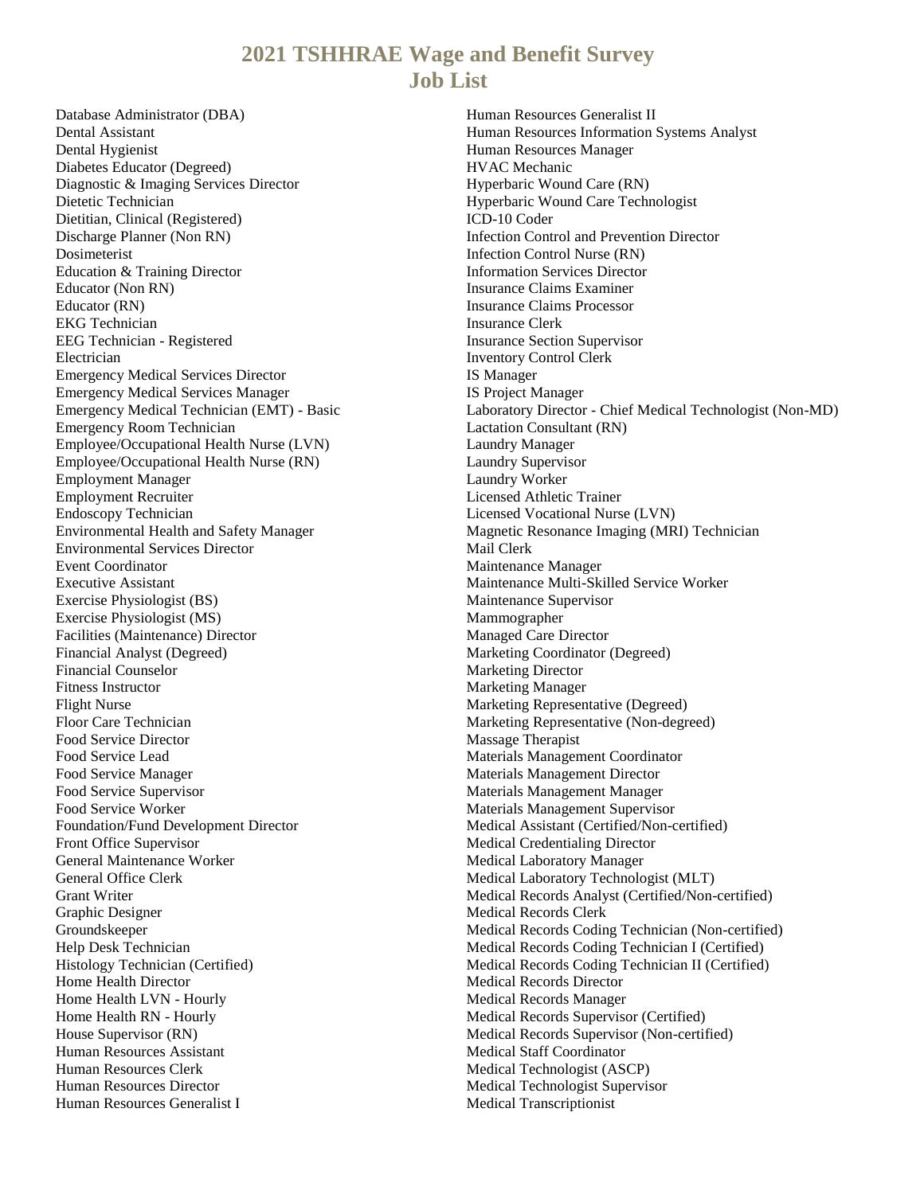# 2021 TSHHRAE Wage and Benefit Survey
# Job List

Database Administrator (DBA)
Dental Assistant
Dental Hygienist
Diabetes Educator (Degreed)
Diagnostic & Imaging Services Director
Dietetic Technician
Dietitian, Clinical (Registered)
Discharge Planner (Non RN)
Dosimeterist
Education & Training Director
Educator (Non RN)
Educator (RN)
EKG Technician
EEG Technician - Registered
Electrician
Emergency Medical Services Director
Emergency Medical Services Manager
Emergency Medical Technician (EMT) - Basic
Emergency Room Technician
Employee/Occupational Health Nurse (LVN)
Employee/Occupational Health Nurse (RN)
Employment Manager
Employment Recruiter
Endoscopy Technician
Environmental Health and Safety Manager
Environmental Services Director
Event Coordinator
Executive Assistant
Exercise Physiologist (BS)
Exercise Physiologist (MS)
Facilities (Maintenance) Director
Financial Analyst (Degreed)
Financial Counselor
Fitness Instructor
Flight Nurse
Floor Care Technician
Food Service Director
Food Service Lead
Food Service Manager
Food Service Supervisor
Food Service Worker
Foundation/Fund Development Director
Front Office Supervisor
General Maintenance Worker
General Office Clerk
Grant Writer
Graphic Designer
Groundskeeper
Help Desk Technician
Histology Technician (Certified)
Home Health Director
Home Health LVN - Hourly
Home Health RN - Hourly
House Supervisor (RN)
Human Resources Assistant
Human Resources Clerk
Human Resources Director
Human Resources Generalist I
Human Resources Generalist II
Human Resources Information Systems Analyst
Human Resources Manager
HVAC Mechanic
Hyperbaric Wound Care (RN)
Hyperbaric Wound Care Technologist
ICD-10 Coder
Infection Control and Prevention Director
Infection Control Nurse (RN)
Information Services Director
Insurance Claims Examiner
Insurance Claims Processor
Insurance Clerk
Insurance Section Supervisor
Inventory Control Clerk
IS Manager
IS Project Manager
Laboratory Director - Chief Medical Technologist (Non-MD)
Lactation Consultant (RN)
Laundry Manager
Laundry Supervisor
Laundry Worker
Licensed Athletic Trainer
Licensed Vocational Nurse (LVN)
Magnetic Resonance Imaging (MRI) Technician
Mail Clerk
Maintenance Manager
Maintenance Multi-Skilled Service Worker
Maintenance Supervisor
Mammographer
Managed Care Director
Marketing Coordinator (Degreed)
Marketing Director
Marketing Manager
Marketing Representative (Degreed)
Marketing Representative (Non-degreed)
Massage Therapist
Materials Management Coordinator
Materials Management Director
Materials Management Manager
Materials Management Supervisor
Medical Assistant (Certified/Non-certified)
Medical Credentialing Director
Medical Laboratory Manager
Medical Laboratory Technologist (MLT)
Medical Records Analyst (Certified/Non-certified)
Medical Records Clerk
Medical Records Coding Technician (Non-certified)
Medical Records Coding Technician I (Certified)
Medical Records Coding Technician II (Certified)
Medical Records Director
Medical Records Manager
Medical Records Supervisor (Certified)
Medical Records Supervisor (Non-certified)
Medical Staff Coordinator
Medical Technologist (ASCP)
Medical Technologist Supervisor
Medical Transcriptionist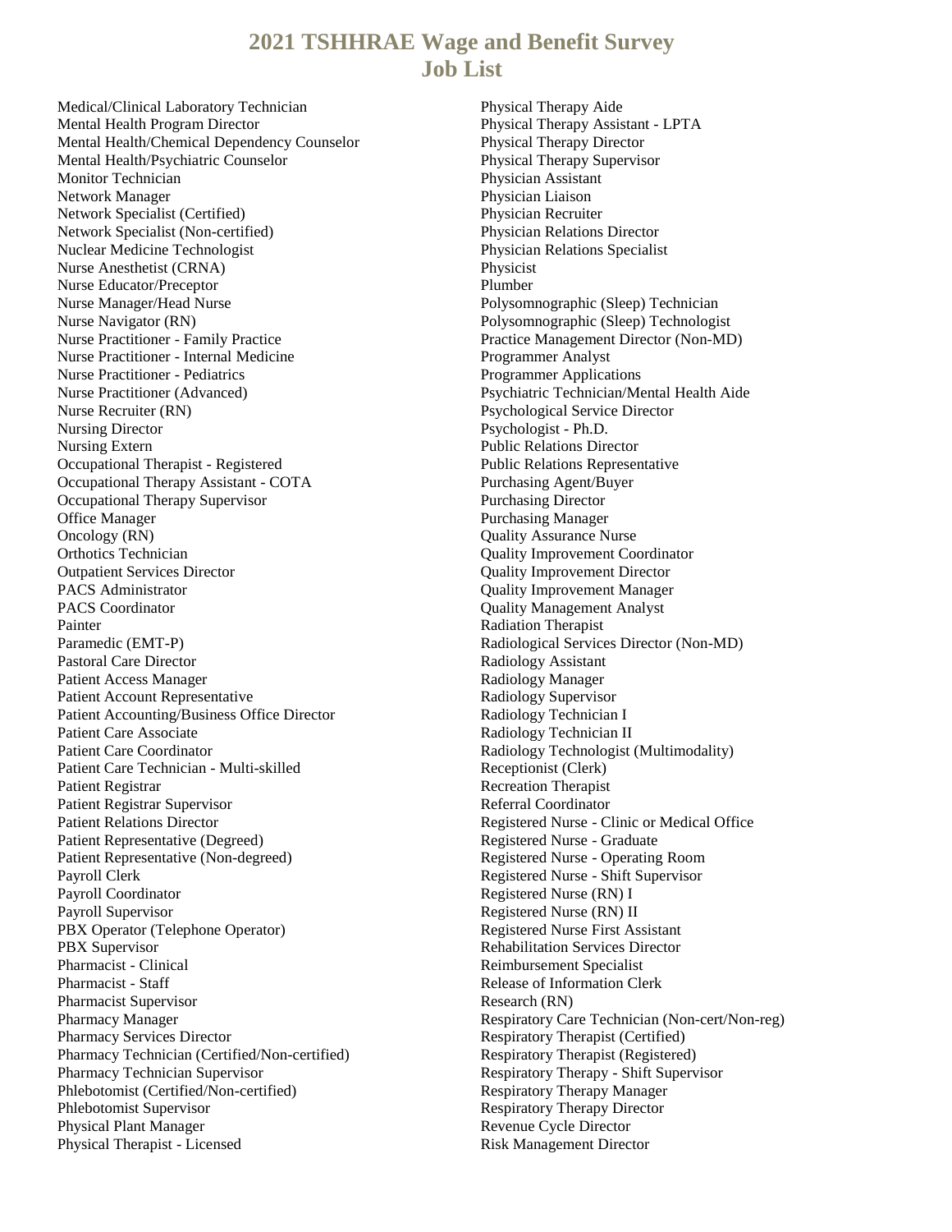# 2021 TSHHRAE Wage and Benefit Survey
# Job List

Medical/Clinical Laboratory Technician
Mental Health Program Director
Mental Health/Chemical Dependency Counselor
Mental Health/Psychiatric Counselor
Monitor Technician
Network Manager
Network Specialist (Certified)
Network Specialist (Non-certified)
Nuclear Medicine Technologist
Nurse Anesthetist (CRNA)
Nurse Educator/Preceptor
Nurse Manager/Head Nurse
Nurse Navigator (RN)
Nurse Practitioner - Family Practice
Nurse Practitioner - Internal Medicine
Nurse Practitioner - Pediatrics
Nurse Practitioner (Advanced)
Nurse Recruiter (RN)
Nursing Director
Nursing Extern
Occupational Therapist - Registered
Occupational Therapy Assistant - COTA
Occupational Therapy Supervisor
Office Manager
Oncology (RN)
Orthotics Technician
Outpatient Services Director
PACS Administrator
PACS Coordinator
Painter
Paramedic (EMT-P)
Pastoral Care Director
Patient Access Manager
Patient Account Representative
Patient Accounting/Business Office Director
Patient Care Associate
Patient Care Coordinator
Patient Care Technician - Multi-skilled
Patient Registrar
Patient Registrar Supervisor
Patient Relations Director
Patient Representative (Degreed)
Patient Representative (Non-degreed)
Payroll Clerk
Payroll Coordinator
Payroll Supervisor
PBX Operator (Telephone Operator)
PBX Supervisor
Pharmacist - Clinical
Pharmacist - Staff
Pharmacist Supervisor
Pharmacy Manager
Pharmacy Services Director
Pharmacy Technician (Certified/Non-certified)
Pharmacy Technician Supervisor
Phlebotomist (Certified/Non-certified)
Phlebotomist Supervisor
Physical Plant Manager
Physical Therapist - Licensed
Physical Therapy Aide
Physical Therapy Assistant - LPTA
Physical Therapy Director
Physical Therapy Supervisor
Physician Assistant
Physician Liaison
Physician Recruiter
Physician Relations Director
Physician Relations Specialist
Physicist
Plumber
Polysomnographic (Sleep) Technician
Polysomnographic (Sleep) Technologist
Practice Management Director (Non-MD)
Programmer Analyst
Programmer Applications
Psychiatric Technician/Mental Health Aide
Psychological Service Director
Psychologist - Ph.D.
Public Relations Director
Public Relations Representative
Purchasing Agent/Buyer
Purchasing Director
Purchasing Manager
Quality Assurance Nurse
Quality Improvement Coordinator
Quality Improvement Director
Quality Improvement Manager
Quality Management Analyst
Radiation Therapist
Radiological Services Director (Non-MD)
Radiology Assistant
Radiology Manager
Radiology Supervisor
Radiology Technician I
Radiology Technician II
Radiology Technologist (Multimodality)
Receptionist (Clerk)
Recreation Therapist
Referral Coordinator
Registered Nurse - Clinic or Medical Office
Registered Nurse - Graduate
Registered Nurse - Operating Room
Registered Nurse - Shift Supervisor
Registered Nurse (RN) I
Registered Nurse (RN) II
Registered Nurse First Assistant
Rehabilitation Services Director
Reimbursement Specialist
Release of Information Clerk
Research (RN)
Respiratory Care Technician (Non-cert/Non-reg)
Respiratory Therapist (Certified)
Respiratory Therapist (Registered)
Respiratory Therapy - Shift Supervisor
Respiratory Therapy Manager
Respiratory Therapy Director
Revenue Cycle Director
Risk Management Director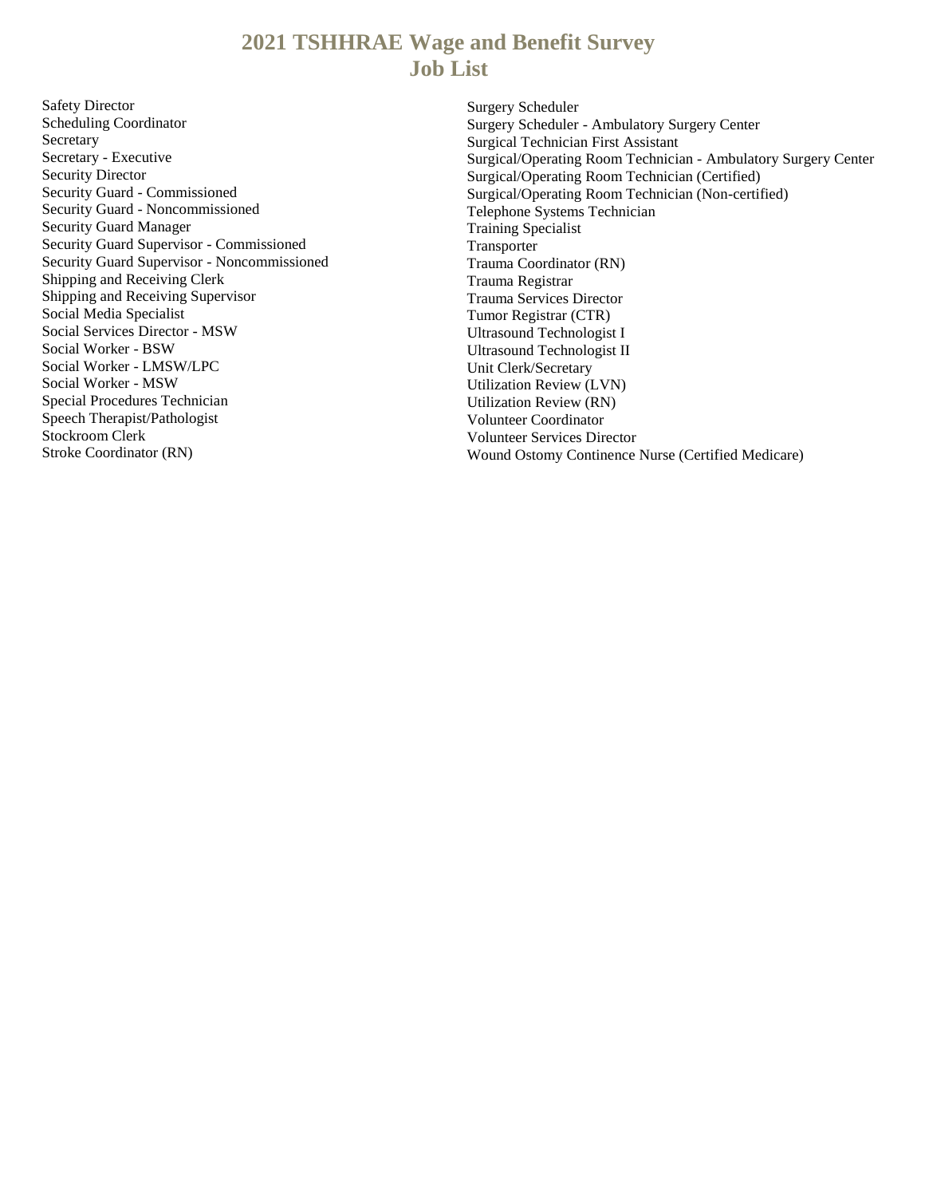# 2021 TSHHRAE Wage and Benefit Survey
# Job List

Safety Director
Scheduling Coordinator
Secretary
Secretary - Executive
Security Director
Security Guard - Commissioned
Security Guard - Noncommissioned
Security Guard Manager
Security Guard Supervisor - Commissioned
Security Guard Supervisor - Noncommissioned
Shipping and Receiving Clerk
Shipping and Receiving Supervisor
Social Media Specialist
Social Services Director - MSW
Social Worker - BSW
Social Worker - LMSW/LPC
Social Worker - MSW
Special Procedures Technician
Speech Therapist/Pathologist
Stockroom Clerk
Stroke Coordinator (RN)
Surgery Scheduler
Surgery Scheduler - Ambulatory Surgery Center
Surgical Technician First Assistant
Surgical/Operating Room Technician - Ambulatory Surgery Center
Surgical/Operating Room Technician (Certified)
Surgical/Operating Room Technician (Non-certified)
Telephone Systems Technician
Training Specialist
Transporter
Trauma Coordinator (RN)
Trauma Registrar
Trauma Services Director
Tumor Registrar (CTR)
Ultrasound Technologist I
Ultrasound Technologist II
Unit Clerk/Secretary
Utilization Review (LVN)
Utilization Review (RN)
Volunteer Coordinator
Volunteer Services Director
Wound Ostomy Continence Nurse (Certified Medicare)